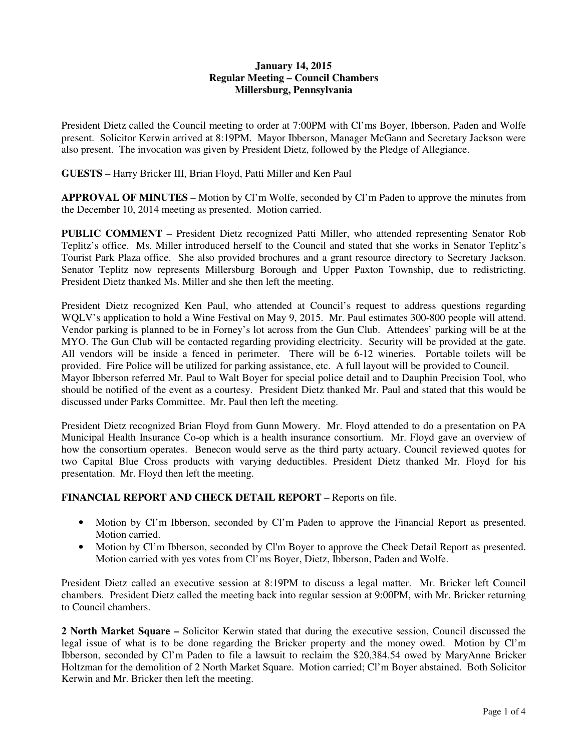**January 14, 2015**
**Regular Meeting – Council Chambers**
**Millersburg, Pennsylvania**

President Dietz called the Council meeting to order at 7:00PM with Cl'ms Boyer, Ibberson, Paden and Wolfe present. Solicitor Kerwin arrived at 8:19PM. Mayor Ibberson, Manager McGann and Secretary Jackson were also present. The invocation was given by President Dietz, followed by the Pledge of Allegiance.

**GUESTS** – Harry Bricker III, Brian Floyd, Patti Miller and Ken Paul

**APPROVAL OF MINUTES** – Motion by Cl'm Wolfe, seconded by Cl'm Paden to approve the minutes from the December 10, 2014 meeting as presented. Motion carried.

**PUBLIC COMMENT** – President Dietz recognized Patti Miller, who attended representing Senator Rob Teplitz's office. Ms. Miller introduced herself to the Council and stated that she works in Senator Teplitz's Tourist Park Plaza office. She also provided brochures and a grant resource directory to Secretary Jackson. Senator Teplitz now represents Millersburg Borough and Upper Paxton Township, due to redistricting. President Dietz thanked Ms. Miller and she then left the meeting.

President Dietz recognized Ken Paul, who attended at Council's request to address questions regarding WQLV's application to hold a Wine Festival on May 9, 2015. Mr. Paul estimates 300-800 people will attend. Vendor parking is planned to be in Forney's lot across from the Gun Club. Attendees' parking will be at the MYO. The Gun Club will be contacted regarding providing electricity. Security will be provided at the gate. All vendors will be inside a fenced in perimeter. There will be 6-12 wineries. Portable toilets will be provided. Fire Police will be utilized for parking assistance, etc. A full layout will be provided to Council. Mayor Ibberson referred Mr. Paul to Walt Boyer for special police detail and to Dauphin Precision Tool, who should be notified of the event as a courtesy. President Dietz thanked Mr. Paul and stated that this would be discussed under Parks Committee. Mr. Paul then left the meeting.

President Dietz recognized Brian Floyd from Gunn Mowery. Mr. Floyd attended to do a presentation on PA Municipal Health Insurance Co-op which is a health insurance consortium. Mr. Floyd gave an overview of how the consortium operates. Benecon would serve as the third party actuary. Council reviewed quotes for two Capital Blue Cross products with varying deductibles. President Dietz thanked Mr. Floyd for his presentation. Mr. Floyd then left the meeting.

**FINANCIAL REPORT AND CHECK DETAIL REPORT** – Reports on file.

- Motion by Cl'm Ibberson, seconded by Cl'm Paden to approve the Financial Report as presented. Motion carried.
- Motion by Cl'm Ibberson, seconded by Cl'm Boyer to approve the Check Detail Report as presented. Motion carried with yes votes from Cl'ms Boyer, Dietz, Ibberson, Paden and Wolfe.

President Dietz called an executive session at 8:19PM to discuss a legal matter. Mr. Bricker left Council chambers. President Dietz called the meeting back into regular session at 9:00PM, with Mr. Bricker returning to Council chambers.

**2 North Market Square –** Solicitor Kerwin stated that during the executive session, Council discussed the legal issue of what is to be done regarding the Bricker property and the money owed. Motion by Cl'm Ibberson, seconded by Cl'm Paden to file a lawsuit to reclaim the $20,384.54 owed by MaryAnne Bricker Holtzman for the demolition of 2 North Market Square. Motion carried; Cl'm Boyer abstained. Both Solicitor Kerwin and Mr. Bricker then left the meeting.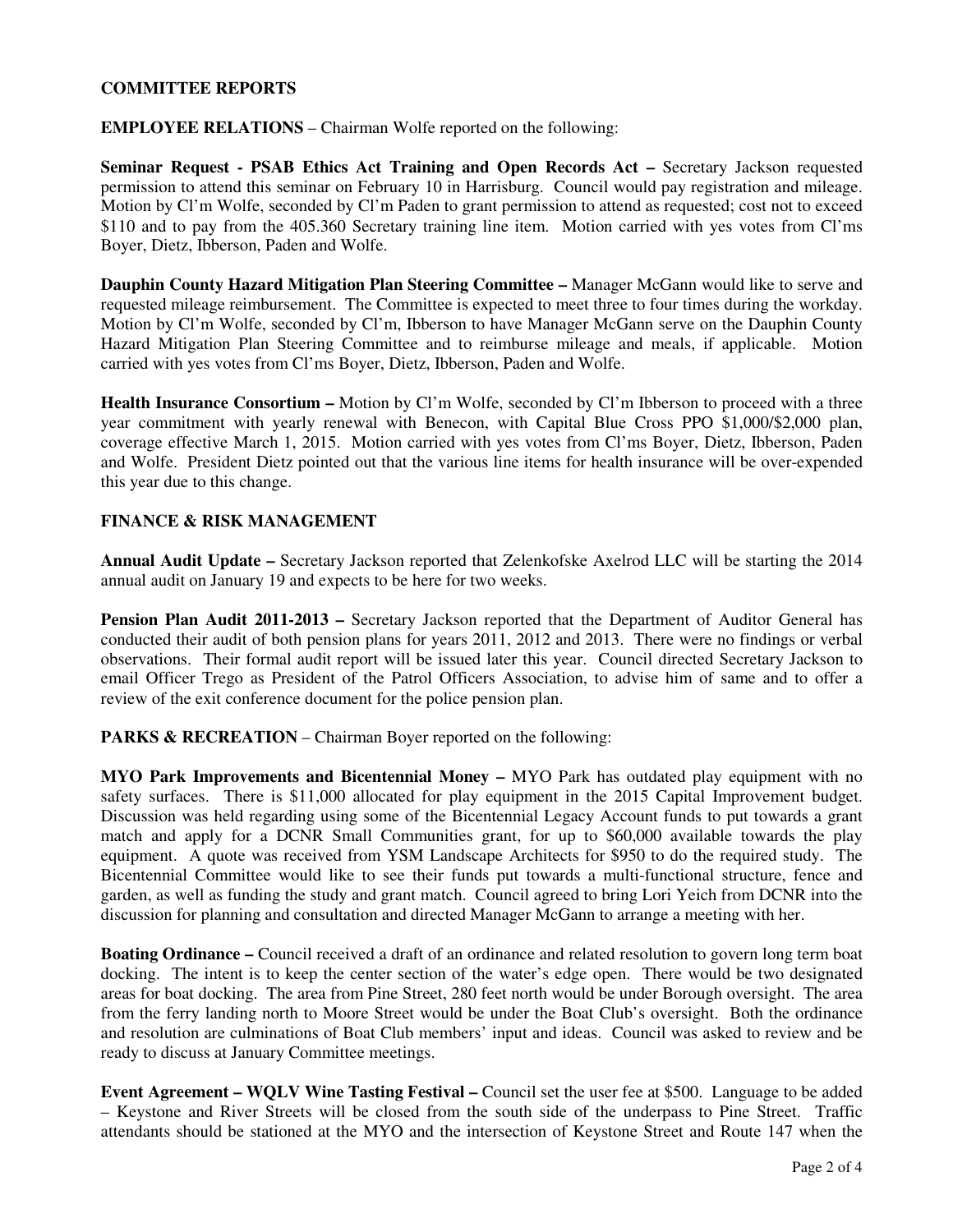**COMMITTEE REPORTS**

**EMPLOYEE RELATIONS** – Chairman Wolfe reported on the following:

**Seminar Request - PSAB Ethics Act Training and Open Records Act –** Secretary Jackson requested permission to attend this seminar on February 10 in Harrisburg. Council would pay registration and mileage. Motion by Cl'm Wolfe, seconded by Cl'm Paden to grant permission to attend as requested; cost not to exceed $110 and to pay from the 405.360 Secretary training line item. Motion carried with yes votes from Cl'ms Boyer, Dietz, Ibberson, Paden and Wolfe.

**Dauphin County Hazard Mitigation Plan Steering Committee –** Manager McGann would like to serve and requested mileage reimbursement. The Committee is expected to meet three to four times during the workday. Motion by Cl'm Wolfe, seconded by Cl'm, Ibberson to have Manager McGann serve on the Dauphin County Hazard Mitigation Plan Steering Committee and to reimburse mileage and meals, if applicable. Motion carried with yes votes from Cl'ms Boyer, Dietz, Ibberson, Paden and Wolfe.

**Health Insurance Consortium –** Motion by Cl'm Wolfe, seconded by Cl'm Ibberson to proceed with a three year commitment with yearly renewal with Benecon, with Capital Blue Cross PPO $1,000/$2,000 plan, coverage effective March 1, 2015. Motion carried with yes votes from Cl'ms Boyer, Dietz, Ibberson, Paden and Wolfe. President Dietz pointed out that the various line items for health insurance will be over-expended this year due to this change.

**FINANCE & RISK MANAGEMENT**

**Annual Audit Update –** Secretary Jackson reported that Zelenkofske Axelrod LLC will be starting the 2014 annual audit on January 19 and expects to be here for two weeks.

**Pension Plan Audit 2011-2013 –** Secretary Jackson reported that the Department of Auditor General has conducted their audit of both pension plans for years 2011, 2012 and 2013. There were no findings or verbal observations. Their formal audit report will be issued later this year. Council directed Secretary Jackson to email Officer Trego as President of the Patrol Officers Association, to advise him of same and to offer a review of the exit conference document for the police pension plan.

**PARKS & RECREATION** – Chairman Boyer reported on the following:

**MYO Park Improvements and Bicentennial Money –** MYO Park has outdated play equipment with no safety surfaces. There is $11,000 allocated for play equipment in the 2015 Capital Improvement budget. Discussion was held regarding using some of the Bicentennial Legacy Account funds to put towards a grant match and apply for a DCNR Small Communities grant, for up to $60,000 available towards the play equipment. A quote was received from YSM Landscape Architects for $950 to do the required study. The Bicentennial Committee would like to see their funds put towards a multi-functional structure, fence and garden, as well as funding the study and grant match. Council agreed to bring Lori Yeich from DCNR into the discussion for planning and consultation and directed Manager McGann to arrange a meeting with her.

**Boating Ordinance –** Council received a draft of an ordinance and related resolution to govern long term boat docking. The intent is to keep the center section of the water's edge open. There would be two designated areas for boat docking. The area from Pine Street, 280 feet north would be under Borough oversight. The area from the ferry landing north to Moore Street would be under the Boat Club's oversight. Both the ordinance and resolution are culminations of Boat Club members' input and ideas. Council was asked to review and be ready to discuss at January Committee meetings.

**Event Agreement – WQLV Wine Tasting Festival –** Council set the user fee at $500. Language to be added – Keystone and River Streets will be closed from the south side of the underpass to Pine Street. Traffic attendants should be stationed at the MYO and the intersection of Keystone Street and Route 147 when the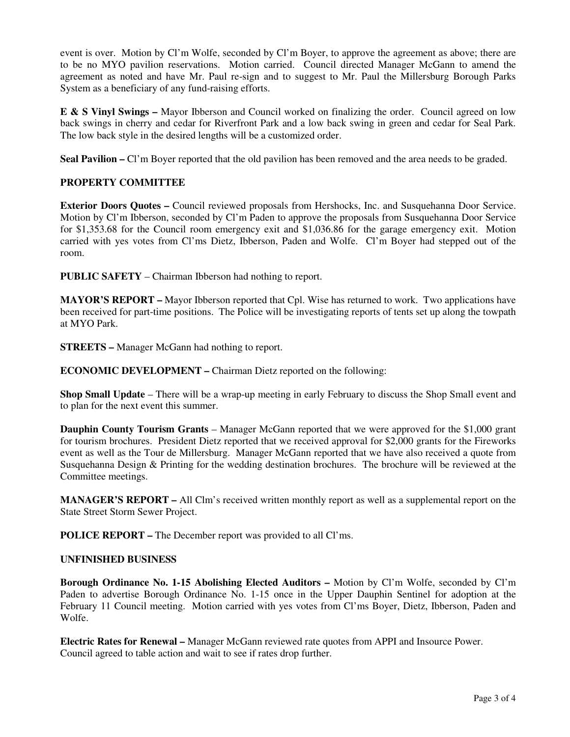event is over. Motion by Cl'm Wolfe, seconded by Cl'm Boyer, to approve the agreement as above; there are to be no MYO pavilion reservations. Motion carried. Council directed Manager McGann to amend the agreement as noted and have Mr. Paul re-sign and to suggest to Mr. Paul the Millersburg Borough Parks System as a beneficiary of any fund-raising efforts.

**E & S Vinyl Swings –** Mayor Ibberson and Council worked on finalizing the order. Council agreed on low back swings in cherry and cedar for Riverfront Park and a low back swing in green and cedar for Seal Park. The low back style in the desired lengths will be a customized order.

**Seal Pavilion –** Cl'm Boyer reported that the old pavilion has been removed and the area needs to be graded.

**PROPERTY COMMITTEE**

**Exterior Doors Quotes –** Council reviewed proposals from Hershocks, Inc. and Susquehanna Door Service. Motion by Cl'm Ibberson, seconded by Cl'm Paden to approve the proposals from Susquehanna Door Service for $1,353.68 for the Council room emergency exit and $1,036.86 for the garage emergency exit. Motion carried with yes votes from Cl'ms Dietz, Ibberson, Paden and Wolfe. Cl'm Boyer had stepped out of the room.

**PUBLIC SAFETY** – Chairman Ibberson had nothing to report.

**MAYOR'S REPORT –** Mayor Ibberson reported that Cpl. Wise has returned to work. Two applications have been received for part-time positions. The Police will be investigating reports of tents set up along the towpath at MYO Park.

**STREETS –** Manager McGann had nothing to report.

**ECONOMIC DEVELOPMENT –** Chairman Dietz reported on the following:

**Shop Small Update** – There will be a wrap-up meeting in early February to discuss the Shop Small event and to plan for the next event this summer.

**Dauphin County Tourism Grants** – Manager McGann reported that we were approved for the $1,000 grant for tourism brochures. President Dietz reported that we received approval for $2,000 grants for the Fireworks event as well as the Tour de Millersburg. Manager McGann reported that we have also received a quote from Susquehanna Design & Printing for the wedding destination brochures. The brochure will be reviewed at the Committee meetings.

**MANAGER'S REPORT –** All Clm's received written monthly report as well as a supplemental report on the State Street Storm Sewer Project.

**POLICE REPORT –** The December report was provided to all Cl'ms.

**UNFINISHED BUSINESS**

**Borough Ordinance No. 1-15 Abolishing Elected Auditors –** Motion by Cl'm Wolfe, seconded by Cl'm Paden to advertise Borough Ordinance No. 1-15 once in the Upper Dauphin Sentinel for adoption at the February 11 Council meeting. Motion carried with yes votes from Cl'ms Boyer, Dietz, Ibberson, Paden and Wolfe.

**Electric Rates for Renewal –** Manager McGann reviewed rate quotes from APPI and Insource Power. Council agreed to table action and wait to see if rates drop further.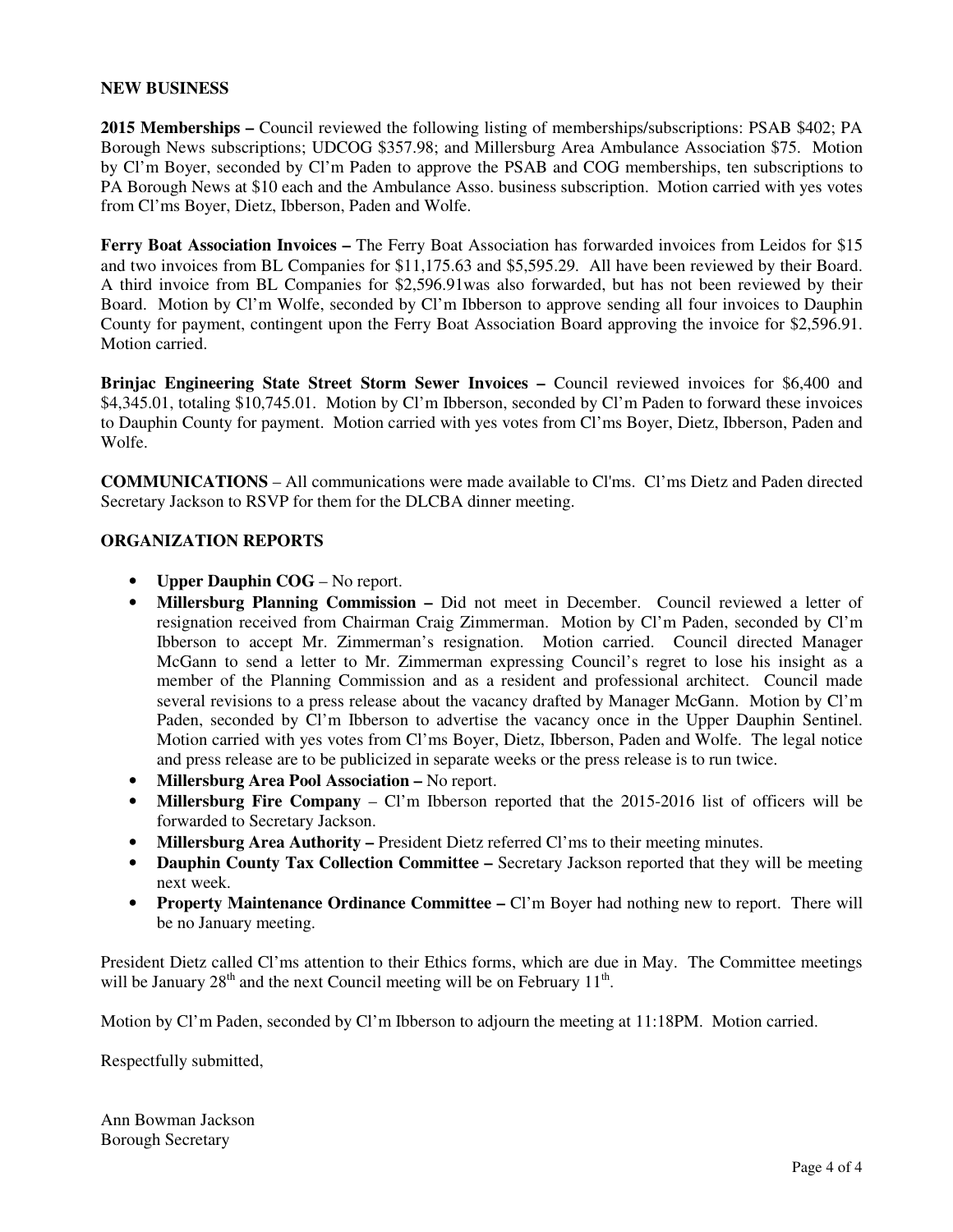**NEW BUSINESS**

**2015 Memberships –** Council reviewed the following listing of memberships/subscriptions: PSAB $402; PA Borough News subscriptions; UDCOG $357.98; and Millersburg Area Ambulance Association $75. Motion by Cl'm Boyer, seconded by Cl'm Paden to approve the PSAB and COG memberships, ten subscriptions to PA Borough News at $10 each and the Ambulance Asso. business subscription. Motion carried with yes votes from Cl'ms Boyer, Dietz, Ibberson, Paden and Wolfe.

**Ferry Boat Association Invoices –** The Ferry Boat Association has forwarded invoices from Leidos for $15 and two invoices from BL Companies for $11,175.63 and $5,595.29. All have been reviewed by their Board. A third invoice from BL Companies for $2,596.91was also forwarded, but has not been reviewed by their Board. Motion by Cl'm Wolfe, seconded by Cl'm Ibberson to approve sending all four invoices to Dauphin County for payment, contingent upon the Ferry Boat Association Board approving the invoice for $2,596.91. Motion carried.

**Brinjac Engineering State Street Storm Sewer Invoices –** Council reviewed invoices for $6,400 and $4,345.01, totaling $10,745.01. Motion by Cl'm Ibberson, seconded by Cl'm Paden to forward these invoices to Dauphin County for payment. Motion carried with yes votes from Cl'ms Boyer, Dietz, Ibberson, Paden and Wolfe.

**COMMUNICATIONS** – All communications were made available to Cl'ms. Cl'ms Dietz and Paden directed Secretary Jackson to RSVP for them for the DLCBA dinner meeting.

**ORGANIZATION REPORTS**

- **Upper Dauphin COG** – No report.
- **Millersburg Planning Commission –** Did not meet in December. Council reviewed a letter of resignation received from Chairman Craig Zimmerman. Motion by Cl'm Paden, seconded by Cl'm Ibberson to accept Mr. Zimmerman's resignation. Motion carried. Council directed Manager McGann to send a letter to Mr. Zimmerman expressing Council's regret to lose his insight as a member of the Planning Commission and as a resident and professional architect. Council made several revisions to a press release about the vacancy drafted by Manager McGann. Motion by Cl'm Paden, seconded by Cl'm Ibberson to advertise the vacancy once in the Upper Dauphin Sentinel. Motion carried with yes votes from Cl'ms Boyer, Dietz, Ibberson, Paden and Wolfe. The legal notice and press release are to be publicized in separate weeks or the press release is to run twice.
- **Millersburg Area Pool Association –** No report.
- **Millersburg Fire Company** – Cl'm Ibberson reported that the 2015-2016 list of officers will be forwarded to Secretary Jackson.
- **Millersburg Area Authority –** President Dietz referred Cl'ms to their meeting minutes.
- **Dauphin County Tax Collection Committee –** Secretary Jackson reported that they will be meeting next week.
- **Property Maintenance Ordinance Committee –** Cl'm Boyer had nothing new to report. There will be no January meeting.

President Dietz called Cl'ms attention to their Ethics forms, which are due in May. The Committee meetings will be January 28th and the next Council meeting will be on February 11th.

Motion by Cl'm Paden, seconded by Cl'm Ibberson to adjourn the meeting at 11:18PM. Motion carried.

Respectfully submitted,

Ann Bowman Jackson
Borough Secretary